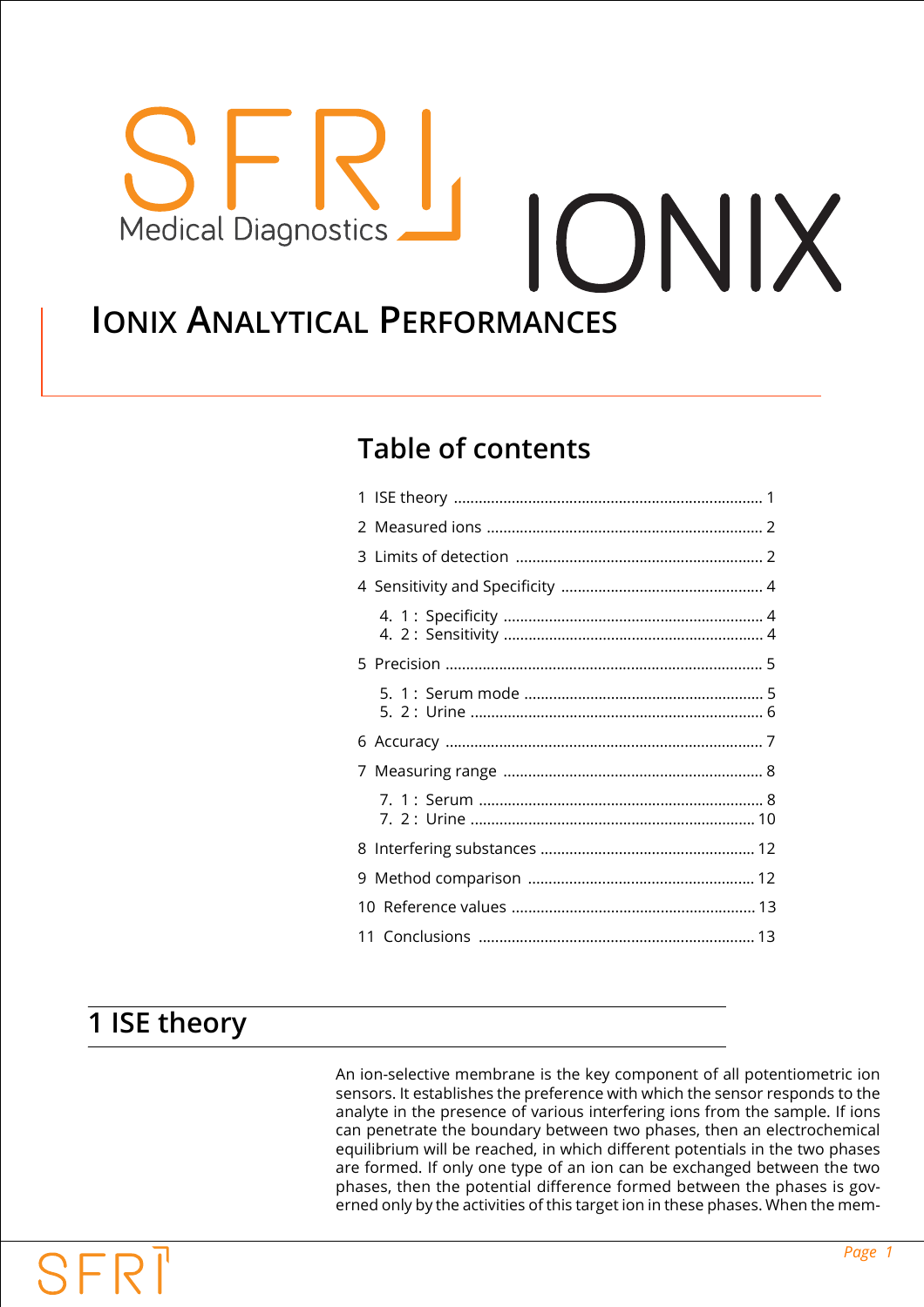SFRI Medical Diagnostics

IONIX

# IONIX ANALYTICAL PERFORMANCES

## Table of contents

1 ISE theory ........ 1

2 Measured ions ........ 2

3 Limits of detection ........ 2

4 Sensitivity and Specificity ........ 4

- 4. 1 : Specificity ........ 4
- 4. 2 : Sensitivity ........ 4

5 Precision ........ 5

- 5. 1 : Serum mode ........ 5
- 5. 2 : Urine ........ 6

6 Accuracy ........ 7

7 Measuring range ........ 8

- 7. 1 : Serum ........ 8
- 7. 2 : Urine ........ 10

8 Interfering substances ........ 12

9 Method comparison ........ 12

10 Reference values ........ 13

11 Conclusions ........ 13

## 1 ISE theory

An ion-selective membrane is the key component of all potentiometric ion sensors. It establishes the preference with which the sensor responds to the analyte in the presence of various interfering ions from the sample. If ions can penetrate the boundary between two phases, then an electrochemical equilibrium will be reached, in which different potentials in the two phases are formed. If only one type of an ion can be exchanged between the two phases, then the potential difference formed between the phases is governed only by the activities of this target ion in these phases. When the mem-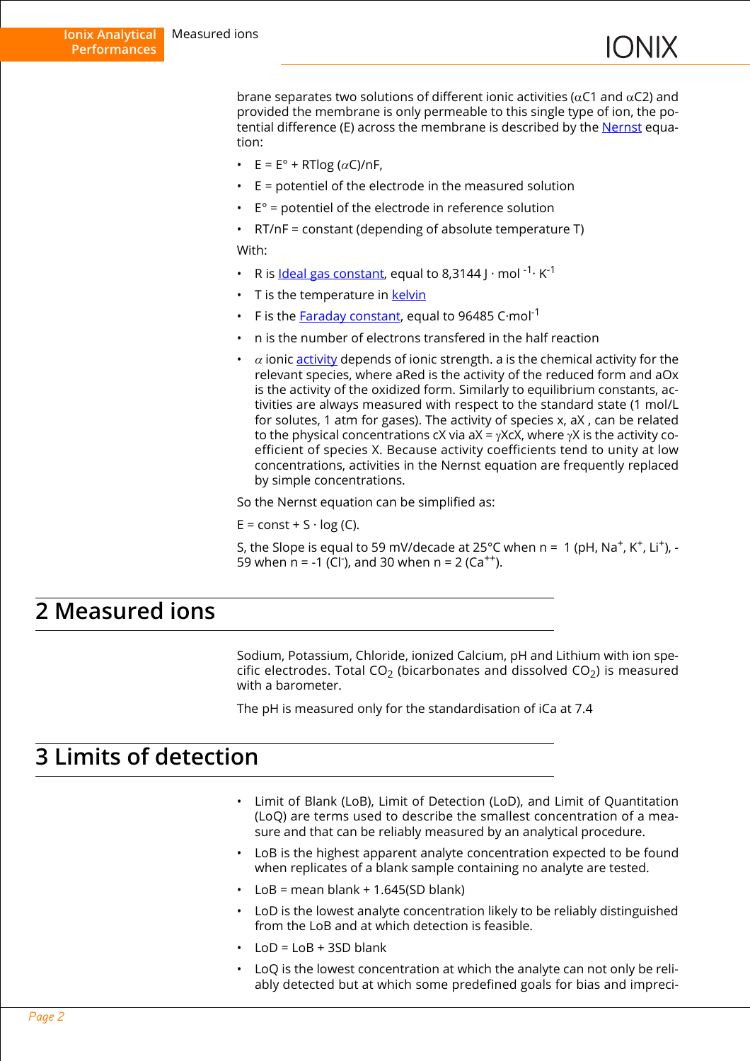brane separates two solutions of different ionic activities ($\alpha$C1 and $\alpha$C2) and provided the membrane is only permeable to this single type of ion, the potential difference (E) across the membrane is described by the Nernst equation:

- $E = E° + RT\log(\alpha C)/nF$,
- E = potentiel of the electrode in the measured solution
- E° = potentiel of the electrode in reference solution
- RT/nF = constant (depending of absolute temperature T)

With:

- R is Ideal gas constant, equal to 8,3144 $J \cdot mol^{-1} \cdot K^{-1}$
- T is the temperature in kelvin
- F is the Faraday constant, equal to 96485 $C \cdot mol^{-1}$
- n is the number of electrons transfered in the half reaction
- $\alpha$ ionic activity depends of ionic strength. a is the chemical activity for the relevant species, where aRed is the activity of the reduced form and aOx is the activity of the oxidized form. Similarly to equilibrium constants, activities are always measured with respect to the standard state (1 mol/L for solutes, 1 atm for gases). The activity of species x, aX , can be related to the physical concentrations cX via $aX = \gamma X cX$, where $\gamma X$ is the activity coefficient of species X. Because activity coefficients tend to unity at low concentrations, activities in the Nernst equation are frequently replaced by simple concentrations.

So the Nernst equation can be simplified as:

$E = const + S \cdot \log(C)$.

S, the Slope is equal to 59 mV/decade at 25°C when n = 1 (pH, $Na^+$, $K^+$, $Li^+$), -59 when n = -1 ($Cl^-$), and 30 when n = 2 ($Ca^{++}$).

# 2 Measured ions

Sodium, Potassium, Chloride, ionized Calcium, pH and Lithium with ion specific electrodes. Total $CO_2$ (bicarbonates and dissolved $CO_2$) is measured with a barometer.

The pH is measured only for the standardisation of iCa at 7.4

# 3 Limits of detection

- Limit of Blank (LoB), Limit of Detection (LoD), and Limit of Quantitation (LoQ) are terms used to describe the smallest concentration of a measure and that can be reliably measured by an analytical procedure.
- LoB is the highest apparent analyte concentration expected to be found when replicates of a blank sample containing no analyte are tested.
- LoB = mean blank + 1.645(SD blank)
- LoD is the lowest analyte concentration likely to be reliably distinguished from the LoB and at which detection is feasible.
- LoD = LoB + 3SD blank
- LoQ is the lowest concentration at which the analyte can not only be reliably detected but at which some predefined goals for bias and impreci-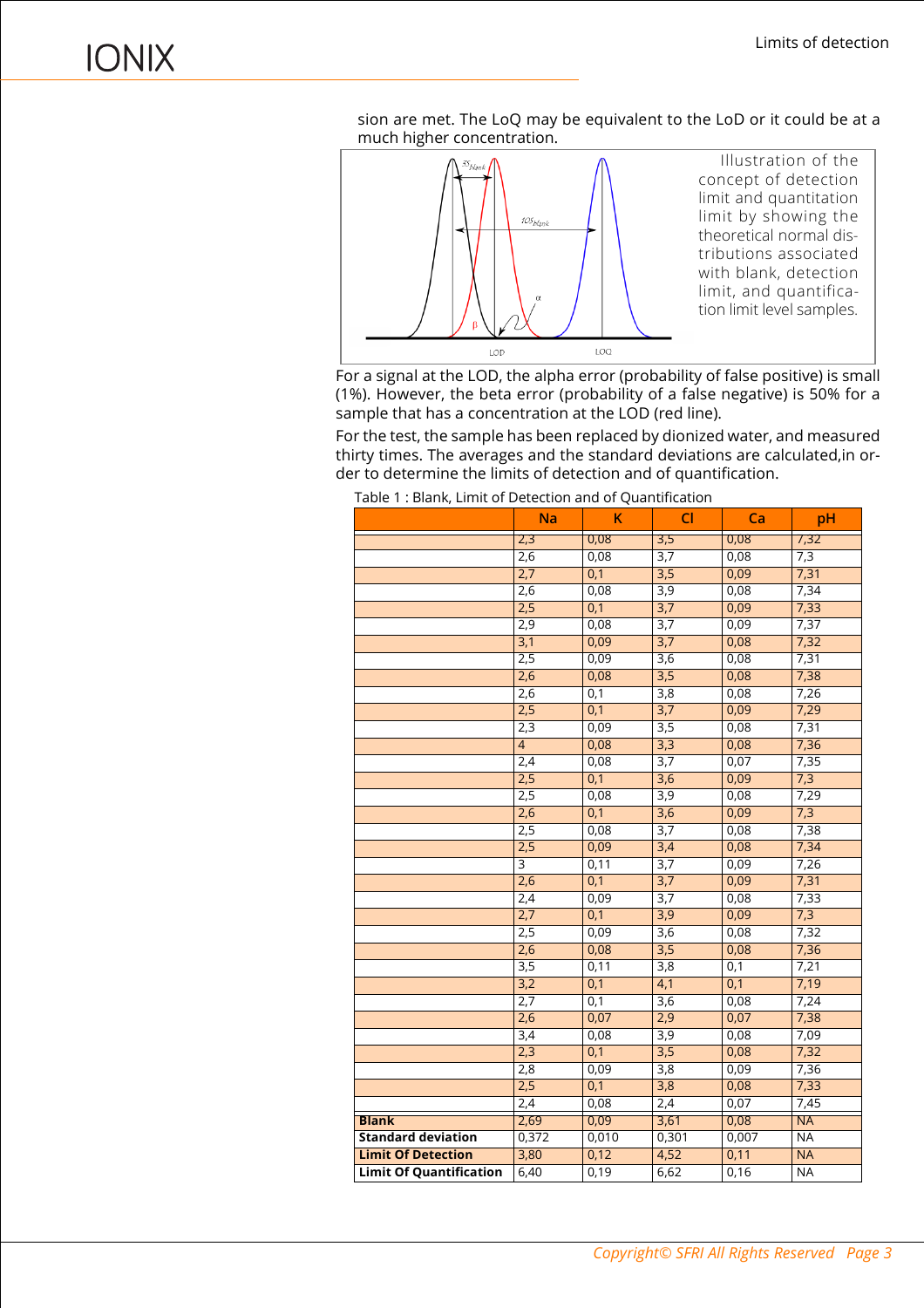sion are met. The LoQ may be equivalent to the LoD or it could be at a much higher concentration.

Illustration of the concept of detection limit and quantitation limit by showing the theoretical normal distributions associated with blank, detection limit, and quantification limit level samples.

For a signal at the LOD, the alpha error (probability of false positive) is small (1%). However, the beta error (probability of a false negative) is 50% for a sample that has a concentration at the LOD (red line).

For the test, the sample has been replaced by dionized water, and measured thirty times. The averages and the standard deviations are calculated,in order to determine the limits of detection and of quantification.

Table 1 : Blank, Limit of Detection and of Quantification

| | Na | K | Cl | Ca | pH |
|---|---|---|---|---|---|
| | 2,3 | 0,08 | 3,5 | 0,08 | 7,32 |
| | 2,6 | 0,08 | 3,7 | 0,08 | 7,3 |
| | 2,7 | 0,1 | 3,5 | 0,09 | 7,31 |
| | 2,6 | 0,08 | 3,9 | 0,08 | 7,34 |
| | 2,5 | 0,1 | 3,7 | 0,09 | 7,33 |
| | 2,9 | 0,08 | 3,7 | 0,09 | 7,37 |
| | 3,1 | 0,09 | 3,7 | 0,08 | 7,32 |
| | 2,5 | 0,09 | 3,6 | 0,08 | 7,31 |
| | 2,6 | 0,08 | 3,5 | 0,08 | 7,38 |
| | 2,6 | 0,1 | 3,8 | 0,08 | 7,26 |
| | 2,5 | 0,1 | 3,7 | 0,09 | 7,29 |
| | 2,3 | 0,09 | 3,5 | 0,08 | 7,31 |
| | 4 | 0,08 | 3,3 | 0,08 | 7,36 |
| | 2,4 | 0,08 | 3,7 | 0,07 | 7,35 |
| | 2,5 | 0,1 | 3,6 | 0,09 | 7,3 |
| | 2,5 | 0,08 | 3,9 | 0,08 | 7,29 |
| | 2,6 | 0,1 | 3,6 | 0,09 | 7,3 |
| | 2,5 | 0,08 | 3,7 | 0,08 | 7,38 |
| | 2,5 | 0,09 | 3,4 | 0,08 | 7,34 |
| | 3 | 0,11 | 3,7 | 0,09 | 7,26 |
| | 2,6 | 0,1 | 3,7 | 0,09 | 7,31 |
| | 2,4 | 0,09 | 3,7 | 0,08 | 7,33 |
| | 2,7 | 0,1 | 3,9 | 0,09 | 7,3 |
| | 2,5 | 0,09 | 3,6 | 0,08 | 7,32 |
| | 2,6 | 0,08 | 3,5 | 0,08 | 7,36 |
| | 3,5 | 0,11 | 3,8 | 0,1 | 7,21 |
| | 3,2 | 0,1 | 4,1 | 0,1 | 7,19 |
| | 2,7 | 0,1 | 3,6 | 0,08 | 7,24 |
| | 2,6 | 0,07 | 2,9 | 0,07 | 7,38 |
| | 3,4 | 0,08 | 3,9 | 0,08 | 7,09 |
| | 2,3 | 0,1 | 3,5 | 0,08 | 7,32 |
| | 2,8 | 0,09 | 3,8 | 0,09 | 7,36 |
| | 2,5 | 0,1 | 3,8 | 0,08 | 7,33 |
| | 2,4 | 0,08 | 2,4 | 0,07 | 7,45 |
| **Blank** | 2,69 | 0,09 | 3,61 | 0,08 | NA |
| **Standard deviation** | 0,372 | 0,010 | 0,301 | 0,007 | NA |
| **Limit Of Detection** | 3,80 | 0,12 | 4,52 | 0,11 | NA |
| **Limit Of Quantification** | 6,40 | 0,19 | 6,62 | 0,16 | NA |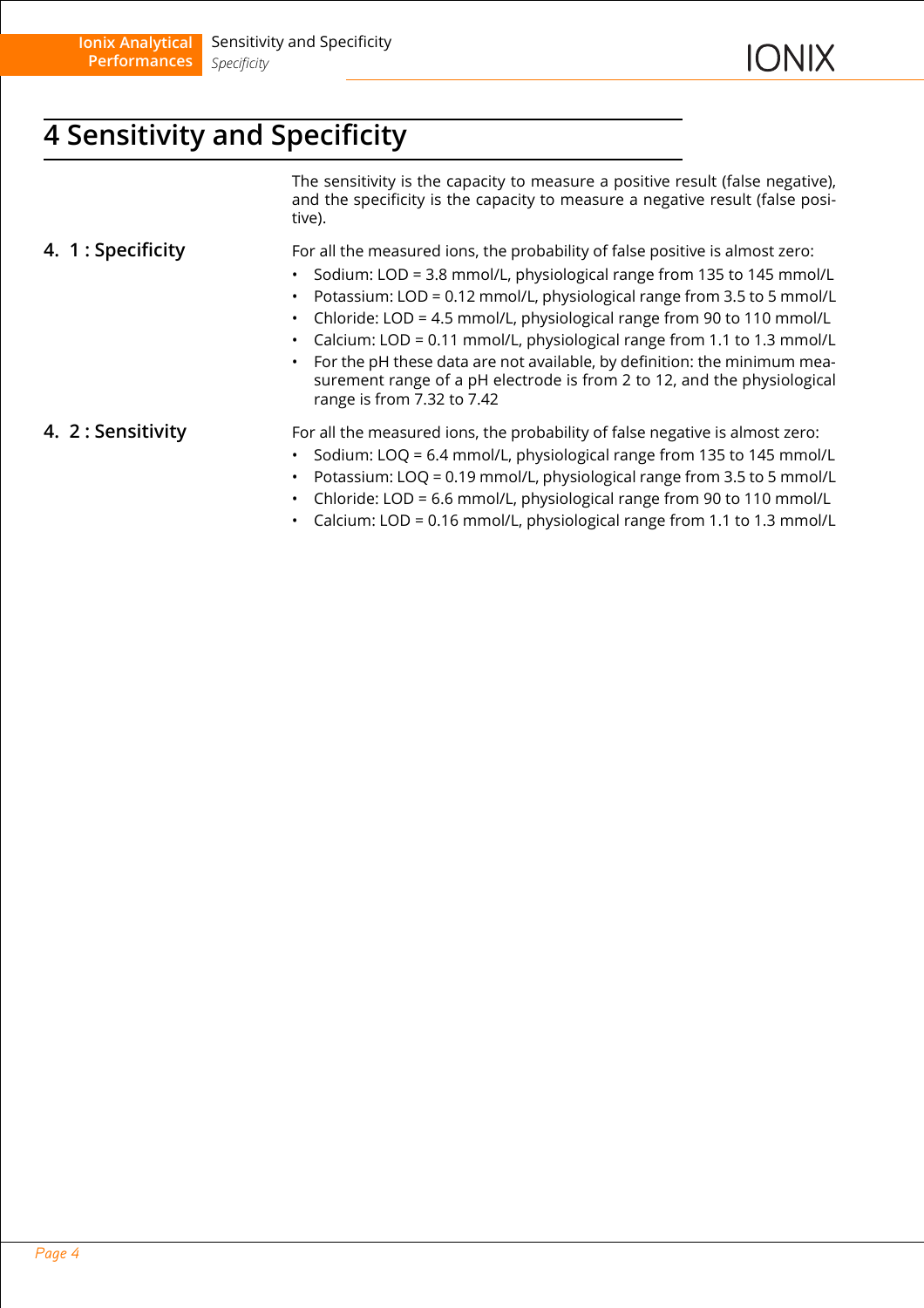# 4 Sensitivity and Specificity

The sensitivity is the capacity to measure a positive result (false negative), and the specificity is the capacity to measure a negative result (false positive).

## 4. 1 : Specificity

For all the measured ions, the probability of false positive is almost zero:

- Sodium: LOD = 3.8 mmol/L, physiological range from 135 to 145 mmol/L
- Potassium: LOD = 0.12 mmol/L, physiological range from 3.5 to 5 mmol/L
- Chloride: LOD = 4.5 mmol/L, physiological range from 90 to 110 mmol/L
- Calcium: LOD = 0.11 mmol/L, physiological range from 1.1 to 1.3 mmol/L
- For the pH these data are not available, by definition: the minimum measurement range of a pH electrode is from 2 to 12, and the physiological range is from 7.32 to 7.42

## 4. 2 : Sensitivity

For all the measured ions, the probability of false negative is almost zero:

- Sodium: LOQ = 6.4 mmol/L, physiological range from 135 to 145 mmol/L
- Potassium: LOQ = 0.19 mmol/L, physiological range from 3.5 to 5 mmol/L
- Chloride: LOD = 6.6 mmol/L, physiological range from 90 to 110 mmol/L
- Calcium: LOD = 0.16 mmol/L, physiological range from 1.1 to 1.3 mmol/L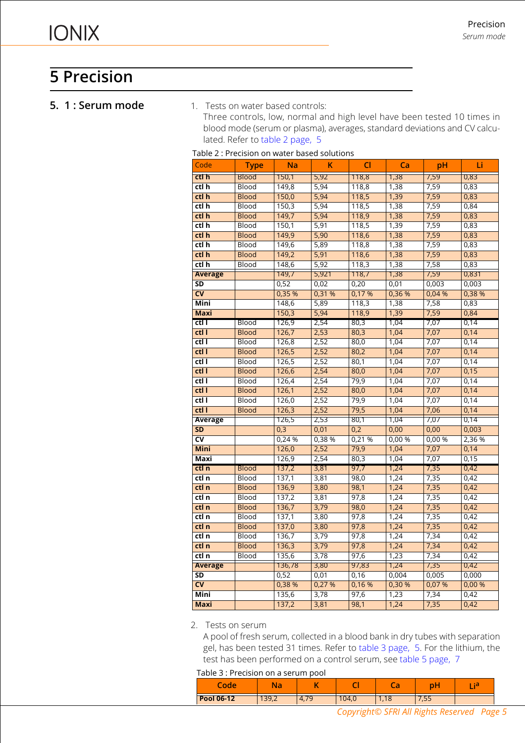# 5 Precision

## 5. 1 : Serum mode

1. Tests on water based controls:
   Three controls, low, normal and high level have been tested 10 times in blood mode (serum or plasma), averages, standard deviations and CV calculated. Refer to table 2 page, 5

Table 2 : Precision on water based solutions

| Code | Type | Na | K | Cl | Ca | pH | Li |
|---|---|---|---|---|---|---|---|
| **ctl h** | Blood | 150,1 | 5,92 | 118,8 | 1,38 | 7,59 | 0,83 |
| **ctl h** | Blood | 149,8 | 5,94 | 118,8 | 1,38 | 7,59 | 0,83 |
| **ctl h** | Blood | 150,0 | 5,94 | 118,5 | 1,39 | 7,59 | 0,83 |
| **ctl h** | Blood | 150,3 | 5,94 | 118,5 | 1,38 | 7,59 | 0,84 |
| **ctl h** | Blood | 149,7 | 5,94 | 118,9 | 1,38 | 7,59 | 0,83 |
| **ctl h** | Blood | 150,1 | 5,91 | 118,5 | 1,39 | 7,59 | 0,83 |
| **ctl h** | Blood | 149,9 | 5,90 | 118,6 | 1,38 | 7,59 | 0,83 |
| **ctl h** | Blood | 149,6 | 5,89 | 118,8 | 1,38 | 7,59 | 0,83 |
| **ctl h** | Blood | 149,2 | 5,91 | 118,6 | 1,38 | 7,59 | 0,83 |
| **ctl h** | Blood | 148,6 | 5,92 | 118,3 | 1,38 | 7,58 | 0,83 |
| **Average** | | 149,7 | 5,921 | 118,7 | 1,38 | 7,59 | 0,831 |
| **SD** | | 0,52 | 0,02 | 0,20 | 0,01 | 0,003 | 0,003 |
| **CV** | | 0,35 % | 0,31 % | 0,17 % | 0,36 % | 0,04 % | 0,38 % |
| **Mini** | | 148,6 | 5,89 | 118,3 | 1,38 | 7,58 | 0,83 |
| **Maxi** | | 150,3 | 5,94 | 118,9 | 1,39 | 7,59 | 0,84 |
| **ctl l** | Blood | 126,9 | 2,54 | 80,3 | 1,04 | 7,07 | 0,14 |
| **ctl l** | Blood | 126,7 | 2,53 | 80,3 | 1,04 | 7,07 | 0,14 |
| **ctl l** | Blood | 126,8 | 2,52 | 80,0 | 1,04 | 7,07 | 0,14 |
| **ctl l** | Blood | 126,5 | 2,52 | 80,2 | 1,04 | 7,07 | 0,14 |
| **ctl l** | Blood | 126,5 | 2,52 | 80,1 | 1,04 | 7,07 | 0,14 |
| **ctl l** | Blood | 126,6 | 2,54 | 80,0 | 1,04 | 7,07 | 0,15 |
| **ctl l** | Blood | 126,4 | 2,54 | 79,9 | 1,04 | 7,07 | 0,14 |
| **ctl l** | Blood | 126,1 | 2,52 | 80,0 | 1,04 | 7,07 | 0,14 |
| **ctl l** | Blood | 126,0 | 2,52 | 79,9 | 1,04 | 7,07 | 0,14 |
| **ctl l** | Blood | 126,3 | 2,52 | 79,5 | 1,04 | 7,06 | 0,14 |
| **Average** | | 126,5 | 2,53 | 80,1 | 1,04 | 7,07 | 0,14 |
| **SD** | | 0,3 | 0,01 | 0,2 | 0,00 | 0,00 | 0,003 |
| **CV** | | 0,24 % | 0,38 % | 0,21 % | 0,00 % | 0,00 % | 2,36 % |
| **Mini** | | 126,0 | 2,52 | 79,9 | 1,04 | 7,07 | 0,14 |
| **Maxi** | | 126,9 | 2,54 | 80,3 | 1,04 | 7,07 | 0,15 |
| **ctl n** | Blood | 137,2 | 3,81 | 97,7 | 1,24 | 7,35 | 0,42 |
| **ctl n** | Blood | 137,1 | 3,81 | 98,0 | 1,24 | 7,35 | 0,42 |
| **ctl n** | Blood | 136,9 | 3,80 | 98,1 | 1,24 | 7,35 | 0,42 |
| **ctl n** | Blood | 137,2 | 3,81 | 97,8 | 1,24 | 7,35 | 0,42 |
| **ctl n** | Blood | 136,7 | 3,79 | 98,0 | 1,24 | 7,35 | 0,42 |
| **ctl n** | Blood | 137,1 | 3,80 | 97,8 | 1,24 | 7,35 | 0,42 |
| **ctl n** | Blood | 137,0 | 3,80 | 97,8 | 1,24 | 7,35 | 0,42 |
| **ctl n** | Blood | 136,7 | 3,79 | 97,8 | 1,24 | 7,34 | 0,42 |
| **ctl n** | Blood | 136,3 | 3,79 | 97,8 | 1,24 | 7,34 | 0,42 |
| **ctl n** | Blood | 135,6 | 3,78 | 97,6 | 1,23 | 7,34 | 0,42 |
| **Average** | | 136,78 | 3,80 | 97,83 | 1,24 | 7,35 | 0,42 |
| **SD** | | 0,52 | 0,01 | 0,16 | 0,004 | 0,005 | 0,000 |
| **CV** | | 0,38 % | 0,27 % | 0,16 % | 0,30 % | 0,07 % | 0,00 % |
| **Mini** | | 135,6 | 3,78 | 97,6 | 1,23 | 7,34 | 0,42 |
| **Maxi** | | 137,2 | 3,81 | 98,1 | 1,24 | 7,35 | 0,42 |

2. Tests on serum
   A pool of fresh serum, collected in a blood bank in dry tubes with separation gel, has been tested 31 times. Refer to table 3 page, 5. For the lithium, the test has been performed on a control serum, see table 5 page, 7

Table 3 : Precision on a serum pool

| Code | Na | K | Cl | Ca | pH | Li[a] |
|---|---|---|---|---|---|---|
| **Pool 06-12** | 139,2 | 4,79 | 104,0 | 1,18 | 7,55 | |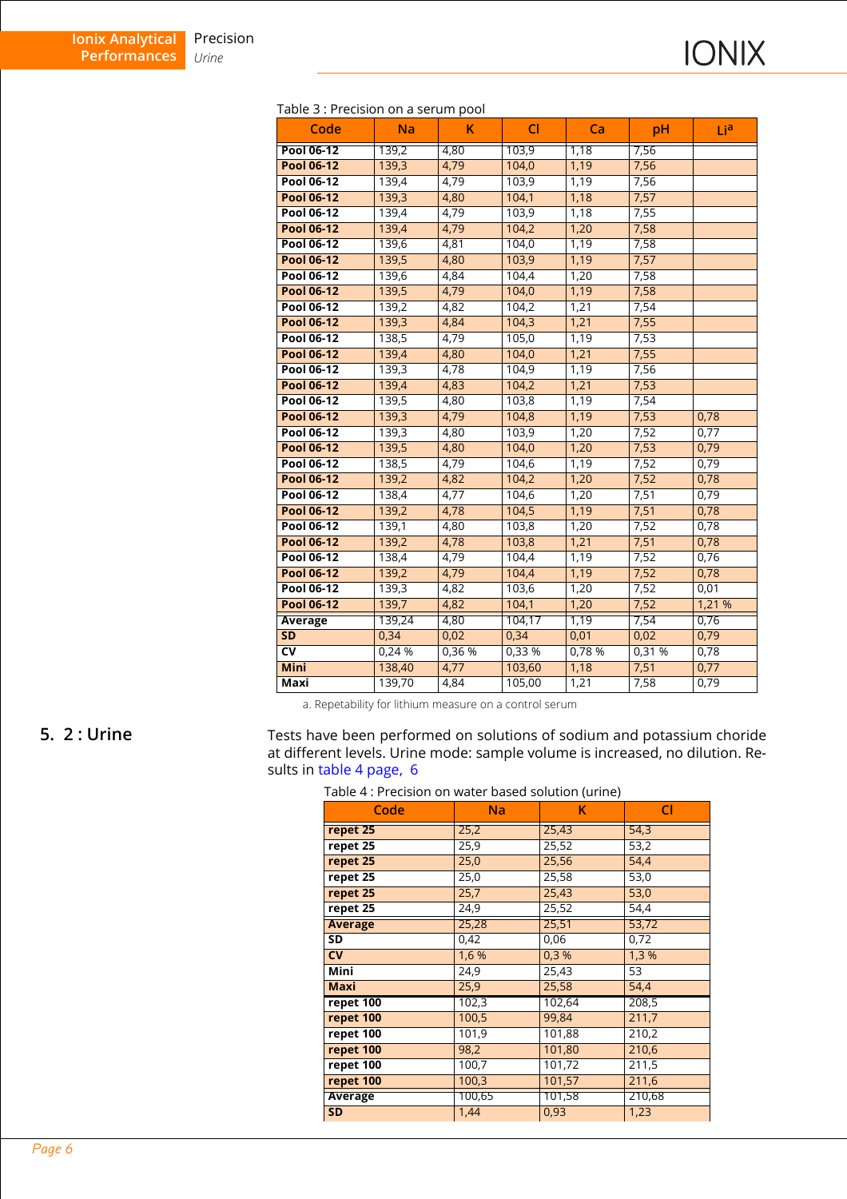Table 3 : Precision on a serum pool

| Code | Na | K | Cl | Ca | pH | Li[a] |
|---|---|---|---|---|---|---|
| **Pool 06-12** | 139,2 | 4,80 | 103,9 | 1,18 | 7,56 | |
| **Pool 06-12** | 139,3 | 4,79 | 104,0 | 1,19 | 7,56 | |
| **Pool 06-12** | 139,4 | 4,79 | 103,9 | 1,19 | 7,56 | |
| **Pool 06-12** | 139,3 | 4,80 | 104,1 | 1,18 | 7,57 | |
| **Pool 06-12** | 139,4 | 4,79 | 103,9 | 1,18 | 7,55 | |
| **Pool 06-12** | 139,4 | 4,79 | 104,2 | 1,20 | 7,58 | |
| **Pool 06-12** | 139,6 | 4,81 | 104,0 | 1,19 | 7,58 | |
| **Pool 06-12** | 139,5 | 4,80 | 103,9 | 1,19 | 7,57 | |
| **Pool 06-12** | 139,6 | 4,84 | 104,4 | 1,20 | 7,58 | |
| **Pool 06-12** | 139,5 | 4,79 | 104,0 | 1,19 | 7,58 | |
| **Pool 06-12** | 139,2 | 4,82 | 104,2 | 1,21 | 7,54 | |
| **Pool 06-12** | 139,3 | 4,84 | 104,3 | 1,21 | 7,55 | |
| **Pool 06-12** | 138,5 | 4,79 | 105,0 | 1,19 | 7,53 | |
| **Pool 06-12** | 139,4 | 4,80 | 104,0 | 1,21 | 7,55 | |
| **Pool 06-12** | 139,3 | 4,78 | 104,9 | 1,19 | 7,56 | |
| **Pool 06-12** | 139,4 | 4,83 | 104,2 | 1,21 | 7,53 | |
| **Pool 06-12** | 139,5 | 4,80 | 103,8 | 1,19 | 7,54 | |
| **Pool 06-12** | 139,3 | 4,79 | 104,8 | 1,19 | 7,53 | 0,78 |
| **Pool 06-12** | 139,3 | 4,80 | 103,9 | 1,20 | 7,52 | 0,77 |
| **Pool 06-12** | 139,5 | 4,80 | 104,0 | 1,20 | 7,53 | 0,79 |
| **Pool 06-12** | 138,5 | 4,79 | 104,6 | 1,19 | 7,52 | 0,79 |
| **Pool 06-12** | 139,2 | 4,82 | 104,2 | 1,20 | 7,52 | 0,78 |
| **Pool 06-12** | 138,4 | 4,77 | 104,6 | 1,20 | 7,51 | 0,79 |
| **Pool 06-12** | 139,2 | 4,78 | 104,5 | 1,19 | 7,51 | 0,78 |
| **Pool 06-12** | 139,1 | 4,80 | 103,8 | 1,20 | 7,52 | 0,78 |
| **Pool 06-12** | 139,2 | 4,78 | 103,8 | 1,21 | 7,51 | 0,78 |
| **Pool 06-12** | 138,4 | 4,79 | 104,4 | 1,19 | 7,52 | 0,76 |
| **Pool 06-12** | 139,2 | 4,79 | 104,4 | 1,19 | 7,52 | 0,78 |
| **Pool 06-12** | 139,3 | 4,82 | 103,6 | 1,20 | 7,52 | 0,01 |
| **Pool 06-12** | 139,7 | 4,82 | 104,1 | 1,20 | 7,52 | 1,21 % |
| **Average** | 139,24 | 4,80 | 104,17 | 1,19 | 7,54 | 0,76 |
| **SD** | 0,34 | 0,02 | 0,34 | 0,01 | 0,02 | 0,79 |
| **CV** | 0,24 % | 0,36 % | 0,33 % | 0,78 % | 0,31 % | 0,78 |
| **Mini** | 138,40 | 4,77 | 103,60 | 1,18 | 7,51 | 0,77 |
| **Maxi** | 139,70 | 4,84 | 105,00 | 1,21 | 7,58 | 0,79 |

a. Repetability for lithium measure on a control serum

## 5. 2 : Urine

Tests have been performed on solutions of sodium and potassium choride at different levels. Urine mode: sample volume is increased, no dilution. Results in table 4 page, 6

Table 4 : Precision on water based solution (urine)

| Code | Na | K | Cl |
|---|---|---|---|
| **repet 25** | 25,2 | 25,43 | 54,3 |
| **repet 25** | 25,9 | 25,52 | 53,2 |
| **repet 25** | 25,0 | 25,56 | 54,4 |
| **repet 25** | 25,0 | 25,58 | 53,0 |
| **repet 25** | 25,7 | 25,43 | 53,0 |
| **repet 25** | 24,9 | 25,52 | 54,4 |
| **Average** | 25,28 | 25,51 | 53,72 |
| **SD** | 0,42 | 0,06 | 0,72 |
| **CV** | 1,6 % | 0,3 % | 1,3 % |
| **Mini** | 24,9 | 25,43 | 53 |
| **Maxi** | 25,9 | 25,58 | 54,4 |
| **repet 100** | 102,3 | 102,64 | 208,5 |
| **repet 100** | 100,5 | 99,84 | 211,7 |
| **repet 100** | 101,9 | 101,88 | 210,2 |
| **repet 100** | 98,2 | 101,80 | 210,6 |
| **repet 100** | 100,7 | 101,72 | 211,5 |
| **repet 100** | 100,3 | 101,57 | 211,6 |
| **Average** | 100,65 | 101,58 | 210,68 |
| **SD** | 1,44 | 0,93 | 1,23 |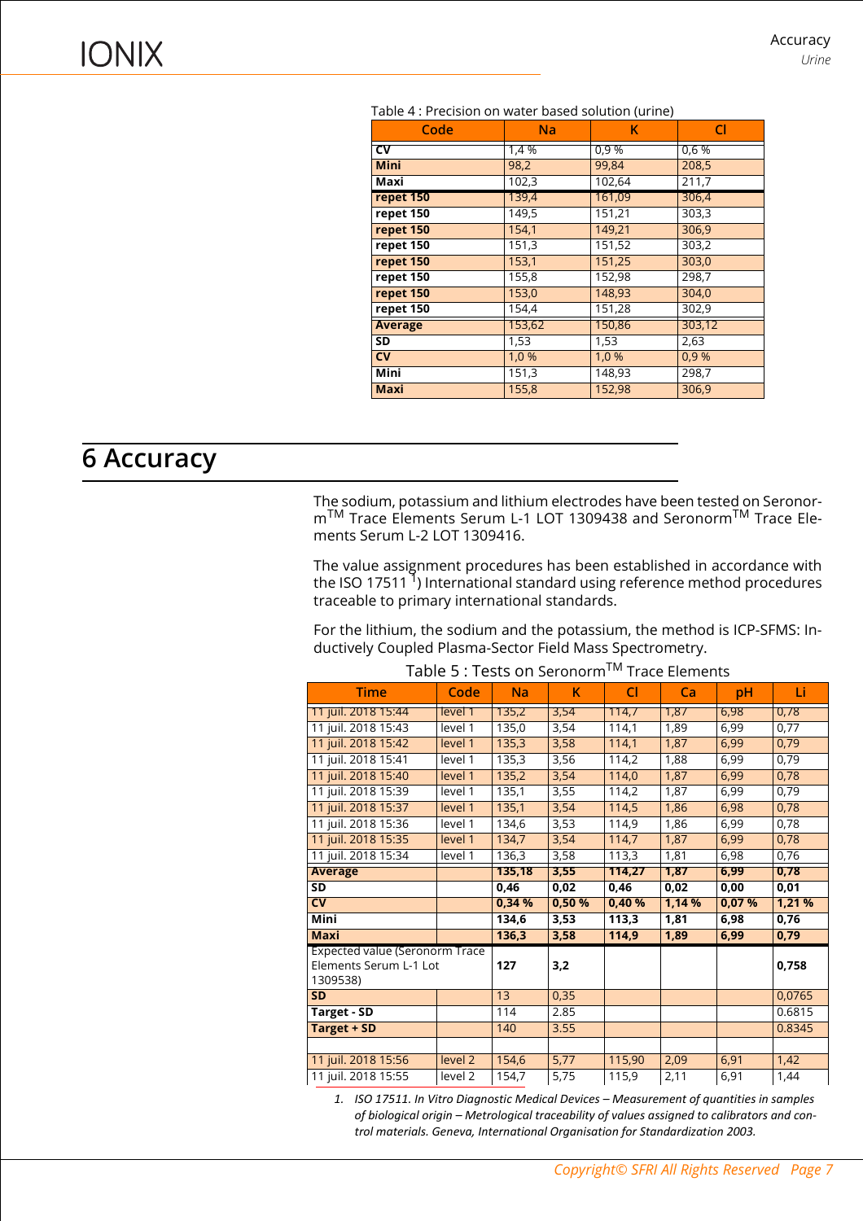Table 4 : Precision on water based solution (urine)

| Code | Na | K | Cl |
|---|---|---|---|
| **CV** | 1,4 % | 0,9 % | 0,6 % |
| **Mini** | 98,2 | 99,84 | 208,5 |
| **Maxi** | 102,3 | 102,64 | 211,7 |
| **repet 150** | 139,4 | 161,09 | 306,4 |
| **repet 150** | 149,5 | 151,21 | 303,3 |
| **repet 150** | 154,1 | 149,21 | 306,9 |
| **repet 150** | 151,3 | 151,52 | 303,2 |
| **repet 150** | 153,1 | 151,25 | 303,0 |
| **repet 150** | 155,8 | 152,98 | 298,7 |
| **repet 150** | 153,0 | 148,93 | 304,0 |
| **repet 150** | 154,4 | 151,28 | 302,9 |
| **Average** | 153,62 | 150,86 | 303,12 |
| **SD** | 1,53 | 1,53 | 2,63 |
| **CV** | 1,0 % | 1,0 % | 0,9 % |
| **Mini** | 151,3 | 148,93 | 298,7 |
| **Maxi** | 155,8 | 152,98 | 306,9 |

# 6 Accuracy

The sodium, potassium and lithium electrodes have been tested on Seronorm™ Trace Elements Serum L-1 LOT 1309438 and Seronorm™ Trace Elements Serum L-2 LOT 1309416.

The value assignment procedures has been established in accordance with the ISO 17511 [1]) International standard using reference method procedures traceable to primary international standards.

For the lithium, the sodium and the potassium, the method is ICP-SFMS: Inductively Coupled Plasma-Sector Field Mass Spectrometry.

Table 5 : Tests on Seronorm™ Trace Elements

| Time | Code | Na | K | Cl | Ca | pH | Li |
|---|---|---|---|---|---|---|---|
| 11 juil. 2018 15:44 | level 1 | 135,2 | 3,54 | 114,7 | 1,87 | 6,98 | 0,78 |
| 11 juil. 2018 15:43 | level 1 | 135,0 | 3,54 | 114,1 | 1,89 | 6,99 | 0,77 |
| 11 juil. 2018 15:42 | level 1 | 135,3 | 3,58 | 114,1 | 1,87 | 6,99 | 0,79 |
| 11 juil. 2018 15:41 | level 1 | 135,3 | 3,56 | 114,2 | 1,88 | 6,99 | 0,79 |
| 11 juil. 2018 15:40 | level 1 | 135,2 | 3,54 | 114,0 | 1,87 | 6,99 | 0,78 |
| 11 juil. 2018 15:39 | level 1 | 135,1 | 3,55 | 114,2 | 1,87 | 6,99 | 0,79 |
| 11 juil. 2018 15:37 | level 1 | 135,1 | 3,54 | 114,5 | 1,86 | 6,98 | 0,78 |
| 11 juil. 2018 15:36 | level 1 | 134,6 | 3,53 | 114,9 | 1,86 | 6,99 | 0,78 |
| 11 juil. 2018 15:35 | level 1 | 134,7 | 3,54 | 114,7 | 1,87 | 6,99 | 0,78 |
| 11 juil. 2018 15:34 | level 1 | 136,3 | 3,58 | 113,3 | 1,81 | 6,98 | 0,76 |
| **Average** | | **135,18** | **3,55** | **114,27** | **1,87** | **6,99** | **0,78** |
| **SD** | | **0,46** | **0,02** | **0,46** | **0,02** | **0,00** | **0,01** |
| **CV** | | **0,34 %** | **0,50 %** | **0,40 %** | **1,14 %** | **0,07 %** | **1,21 %** |
| **Mini** | | **134,6** | **3,53** | **113,3** | **1,81** | **6,98** | **0,76** |
| **Maxi** | | **136,3** | **3,58** | **114,9** | **1,89** | **6,99** | **0,79** |
| Expected value (Seronorm Trace Elements Serum L-1 Lot 1309538) | | **127** | **3,2** | | | | **0,758** |
| **SD** | | 13 | 0,35 | | | | 0,0765 |
| **Target - SD** | | 114 | 2.85 | | | | 0.6815 |
| **Target + SD** | | 140 | 3.55 | | | | 0.8345 |
| | | | | | | | |
| 11 juil. 2018 15:56 | level 2 | 154,6 | 5,77 | 115,90 | 2,09 | 6,91 | 1,42 |
| 11 juil. 2018 15:55 | level 2 | 154,7 | 5,75 | 115,9 | 2,11 | 6,91 | 1,44 |

1. *ISO 17511. In Vitro Diagnostic Medical Devices – Measurement of quantities in samples of biological origin – Metrological traceability of values assigned to calibrators and control materials. Geneva, International Organisation for Standardization 2003.*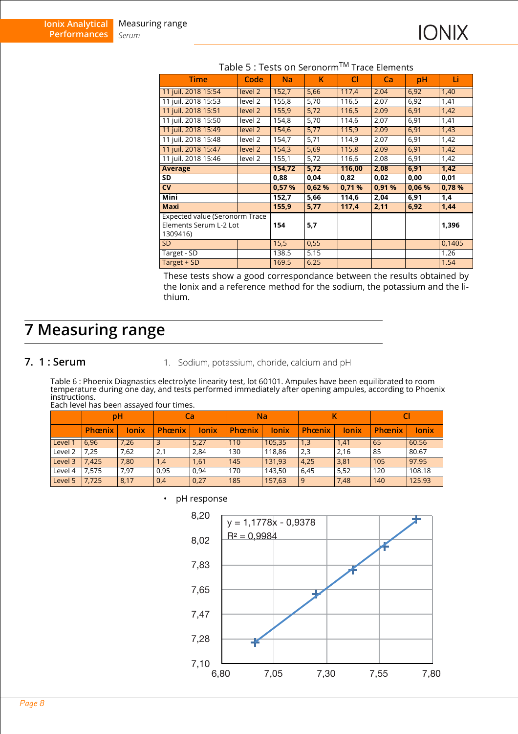Table 5 : Tests on Seronorm™ Trace Elements

| Time | Code | Na | K | Cl | Ca | pH | Li |
|---|---|---|---|---|---|---|---|
| 11 juil. 2018 15:54 | level 2 | 152,7 | 5,66 | 117,4 | 2,04 | 6,92 | 1,40 |
| 11 juil. 2018 15:53 | level 2 | 155,8 | 5,70 | 116,5 | 2,07 | 6,92 | 1,41 |
| 11 juil. 2018 15:51 | level 2 | 155,9 | 5,72 | 116,5 | 2,09 | 6,91 | 1,42 |
| 11 juil. 2018 15:50 | level 2 | 154,8 | 5,70 | 114,6 | 2,07 | 6,91 | 1,41 |
| 11 juil. 2018 15:49 | level 2 | 154,6 | 5,77 | 115,9 | 2,09 | 6,91 | 1,43 |
| 11 juil. 2018 15:48 | level 2 | 154,7 | 5,71 | 114,9 | 2,07 | 6,91 | 1,42 |
| 11 juil. 2018 15:47 | level 2 | 154,3 | 5,69 | 115,8 | 2,09 | 6,91 | 1,42 |
| 11 juil. 2018 15:46 | level 2 | 155,1 | 5,72 | 116,6 | 2,08 | 6,91 | 1,42 |
| **Average** | | **154,72** | **5,72** | **116,00** | **2,08** | **6,91** | **1,42** |
| **SD** | | **0,88** | **0,04** | **0,82** | **0,02** | **0,00** | **0,01** |
| **CV** | | **0,57 %** | **0,62 %** | **0,71 %** | **0,91 %** | **0,06 %** | **0,78 %** |
| **Mini** | | **152,7** | **5,66** | **114,6** | **2,04** | **6,91** | **1,4** |
| **Maxi** | | **155,9** | **5,77** | **117,4** | **2,11** | **6,92** | **1,44** |
| Expected value (Seronorm Trace Elements Serum L-2 Lot 1309416) | | **154** | **5,7** | | | | **1,396** |
| SD | | 15,5 | 0,55 | | | | 0,1405 |
| Target - SD | | 138.5 | 5.15 | | | | 1.26 |
| Target + SD | | 169.5 | 6.25 | | | | 1.54 |

These tests show a good correspondance between the results obtained by the Ionix and a reference method for the sodium, the potassium and the lithium.

# 7 Measuring range

## 7. 1 : Serum

1. Sodium, potassium, choride, calcium and pH

Table 6 : Phoenix Diagnastics electrolyte linearity test, lot 60101. Ampules have been equilibrated to room temperature during one day, and tests performed immediately after opening ampules, according to Phoenix instructions.
Each level has been assayed four times.

| | pH | | Ca | | Na | | K | | Cl | |
|---|---|---|---|---|---|---|---|---|---|---|
| | Phœnix | Ionix | Phœnix | Ionix | Phœnix | Ionix | Phœnix | Ionix | Phœnix | Ionix |
| Level 1 | 6,96 | 7,26 | 3 | 5,27 | 110 | 105,35 | 1,3 | 1,41 | 65 | 60.56 |
| Level 2 | 7,25 | 7,62 | 2,1 | 2,84 | 130 | 118,86 | 2,3 | 2,16 | 85 | 80.67 |
| Level 3 | 7,425 | 7,80 | 1,4 | 1,61 | 145 | 131,93 | 4,25 | 3,81 | 105 | 97.95 |
| Level 4 | 7,575 | 7,97 | 0,95 | 0,94 | 170 | 143,50 | 6,45 | 5,52 | 120 | 108.18 |
| Level 5 | 7,725 | 8,17 | 0,4 | 0,27 | 185 | 157,63 | 9 | 7,48 | 140 | 125.93 |

- pH response

$y = 1{,}1778x - 0{,}9378$
$R^2 = 0{,}9984$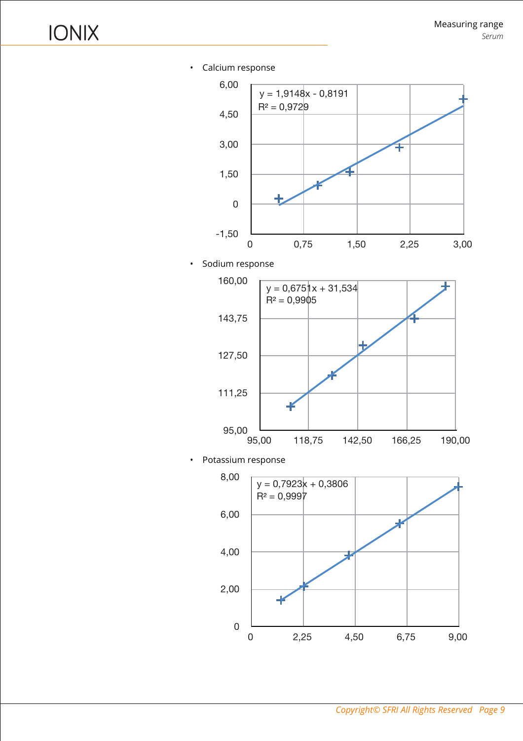- Calcium response

$y = 1{,}9148x - 0{,}8191$
$R^2 = 0{,}9729$

- Sodium response

$y = 0{,}6751x + 31{,}534$
$R^2 = 0{,}9905$

- Potassium response

$y = 0{,}7923x + 0{,}3806$
$R^2 = 0{,}9997$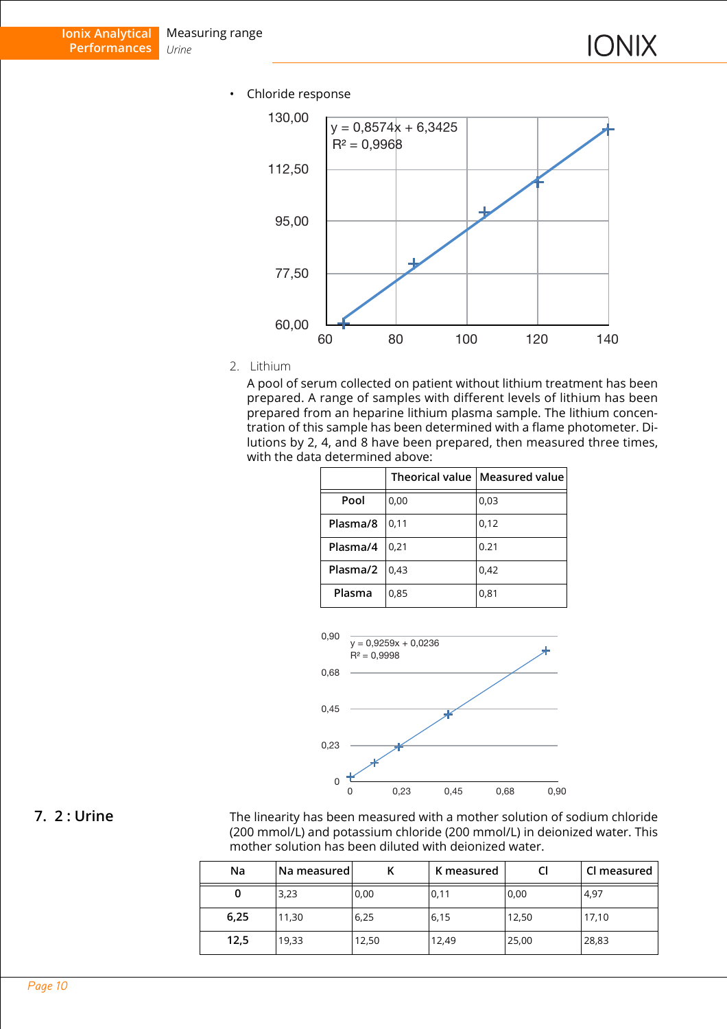- Chloride response

y = 0,8574x + 6,3425
$R^2$ = 0,9968

2. Lithium

A pool of serum collected on patient without lithium treatment has been prepared. A range of samples with different levels of lithium has been prepared from an heparine lithium plasma sample. The lithium concentration of this sample has been determined with a flame photometer. Dilutions by 2, 4, and 8 have been prepared, then measured three times, with the data determined above:

| | Theorical value | Measured value |
|---|---|---|
| **Pool** | 0,00 | 0,03 |
| **Plasma/8** | 0,11 | 0,12 |
| **Plasma/4** | 0,21 | 0.21 |
| **Plasma/2** | 0,43 | 0,42 |
| **Plasma** | 0,85 | 0,81 |

y = 0,9259x + 0,0236
$R^2$ = 0,9998

## 7. 2 : Urine

The linearity has been measured with a mother solution of sodium chloride (200 mmol/L) and potassium chloride (200 mmol/L) in deionized water. This mother solution has been diluted with deionized water.

| Na | Na measured | K | K measured | Cl | Cl measured |
|---|---|---|---|---|---|
| **0** | 3,23 | 0,00 | 0,11 | 0,00 | 4,97 |
| **6,25** | 11,30 | 6,25 | 6,15 | 12,50 | 17,10 |
| **12,5** | 19,33 | 12,50 | 12,49 | 25,00 | 28,83 |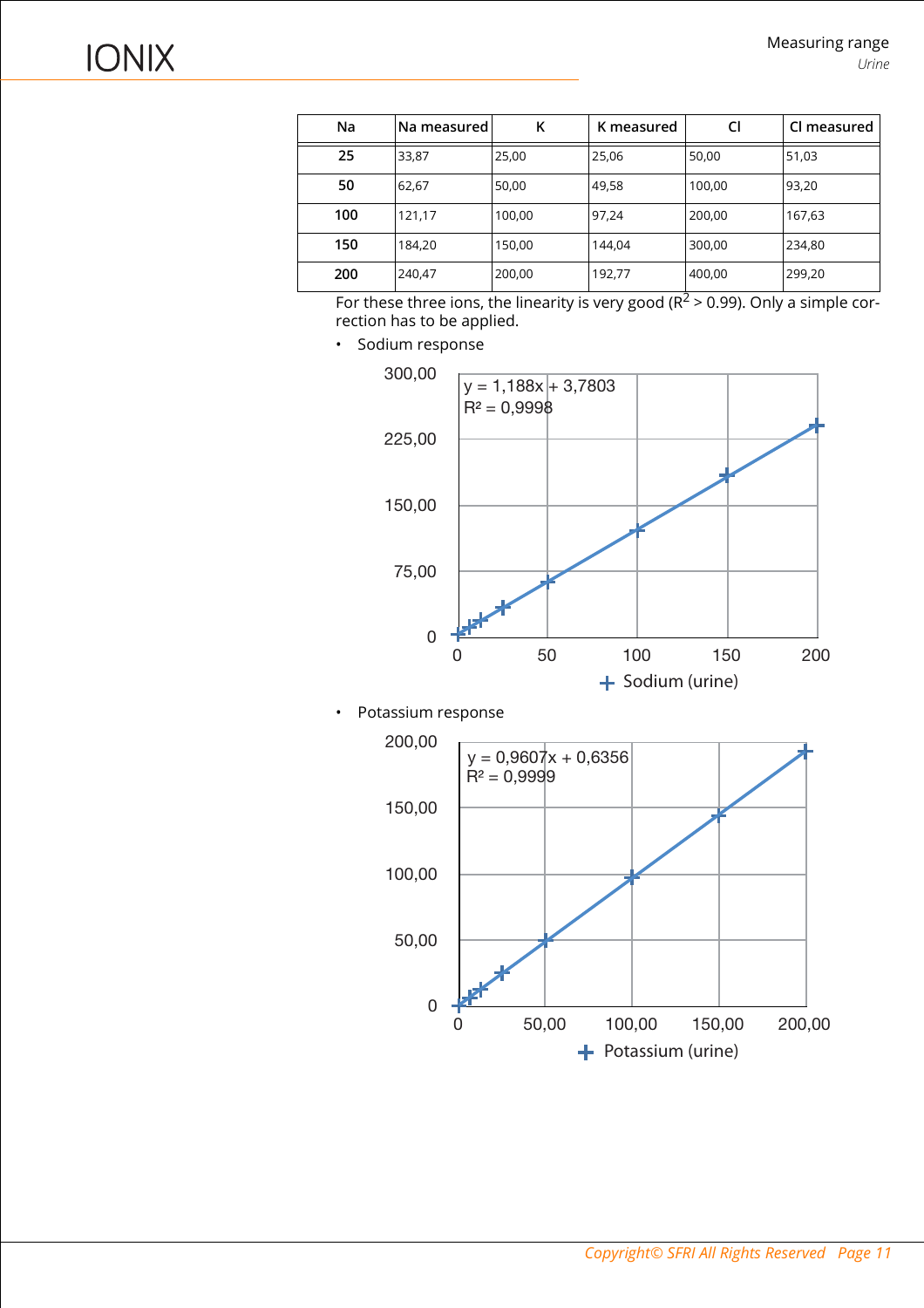| Na | Na measured | K | K measured | Cl | Cl measured |
|---|---|---|---|---|---|
| **25** | 33,87 | 25,00 | 25,06 | 50,00 | 51,03 |
| **50** | 62,67 | 50,00 | 49,58 | 100,00 | 93,20 |
| **100** | 121,17 | 100,00 | 97,24 | 200,00 | 167,63 |
| **150** | 184,20 | 150,00 | 144,04 | 300,00 | 234,80 |
| **200** | 240,47 | 200,00 | 192,77 | 400,00 | 299,20 |

For these three ions, the linearity is very good ($R^2 > 0.99$). Only a simple correction has to be applied.

- Sodium response

$y = 1,188x + 3,7803$
$R^2 = 0,9998$

Sodium (urine)

- Potassium response

$y = 0,9607x + 0,6356$
$R^2 = 0,9999$

Potassium (urine)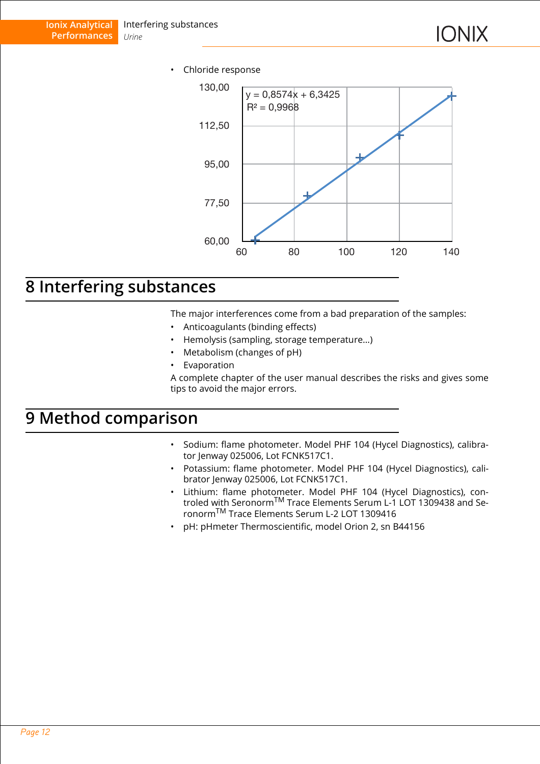- Chloride response

y = 0,8574x + 6,3425
$R^2$ = 0,9968

# 8 Interfering substances

The major interferences come from a bad preparation of the samples:

- Anticoagulants (binding effects)
- Hemolysis (sampling, storage temperature…)
- Metabolism (changes of pH)
- Evaporation

A complete chapter of the user manual describes the risks and gives some tips to avoid the major errors.

# 9 Method comparison

- Sodium: flame photometer. Model PHF 104 (Hycel Diagnostics), calibrator Jenway 025006, Lot FCNK517C1.
- Potassium: flame photometer. Model PHF 104 (Hycel Diagnostics), calibrator Jenway 025006, Lot FCNK517C1.
- Lithium: flame photometer. Model PHF 104 (Hycel Diagnostics), controled with Seronorm™ Trace Elements Serum L-1 LOT 1309438 and Seronorm™ Trace Elements Serum L-2 LOT 1309416
- pH: pHmeter Thermoscientific, model Orion 2, sn B44156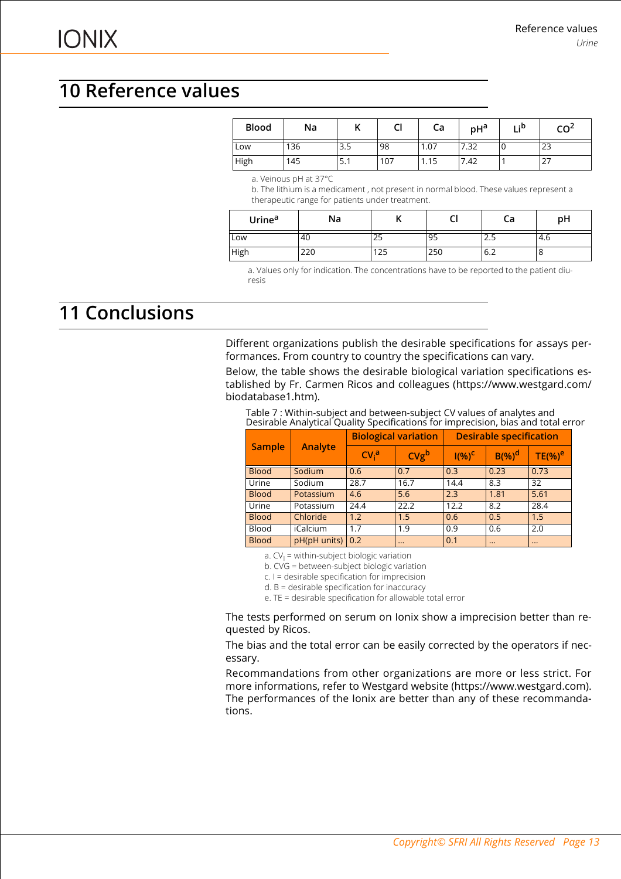# 10 Reference values

| Blood | Na | K | Cl | Ca | pH[a] | Li[b] | $CO^2$ |
|---|---|---|---|---|---|---|---|
| Low | 136 | 3.5 | 98 | 1.07 | 7.32 | 0 | 23 |
| High | 145 | 5.1 | 107 | 1.15 | 7.42 | 1 | 27 |

a. Veinous pH at 37°C

b. The lithium is a medicament , not present in normal blood. These values represent a therapeutic range for patients under treatment.

| Urine[a] | Na | K | Cl | Ca | pH |
|---|---|---|---|---|---|
| Low | 40 | 25 | 95 | 2.5 | 4.6 |
| High | 220 | 125 | 250 | 6.2 | 8 |

a. Values only for indication. The concentrations have to be reported to the patient diuresis

# 11 Conclusions

Different organizations publish the desirable specifications for assays performances. From country to country the specifications can vary.

Below, the table shows the desirable biological variation specifications established by Fr. Carmen Ricos and colleagues (https://www.westgard.com/biodatabase1.htm).

Table 7 : Within-subject and between-subject CV values of analytes and Desirable Analytical Quality Specifications for imprecision, bias and total error

| Sample | Analyte | Biological variation | | Desirable specification | | |
|---|---|---|---|---|---|---|
| | | $CV_i$[a] | CVg[b] | I(%)[c] | B(%)[d] | TE(%)[e] |
| Blood | Sodium | 0.6 | 0.7 | 0.3 | 0.23 | 0.73 |
| Urine | Sodium | 28.7 | 16.7 | 14.4 | 8.3 | 32 |
| Blood | Potassium | 4.6 | 5.6 | 2.3 | 1.81 | 5.61 |
| Urine | Potassium | 24.4 | 22.2 | 12.2 | 8.2 | 28.4 |
| Blood | Chloride | 1.2 | 1.5 | 0.6 | 0.5 | 1.5 |
| Blood | iCalcium | 1.7 | 1.9 | 0.9 | 0.6 | 2.0 |
| Blood | pH(pH units) | 0.2 | ... | 0.1 | ... | ... |

a. $CV_I$ = within-subject biologic variation

b. CVG = between-subject biologic variation

c. I = desirable specification for imprecision

d. B = desirable specification for inaccuracy

e. TE = desirable specification for allowable total error

The tests performed on serum on Ionix show a imprecision better than requested by Ricos.

The bias and the total error can be easily corrected by the operators if necessary.

Recommandations from other organizations are more or less strict. For more informations, refer to Westgard website (https://www.westgard.com). The performances of the Ionix are better than any of these recommandations.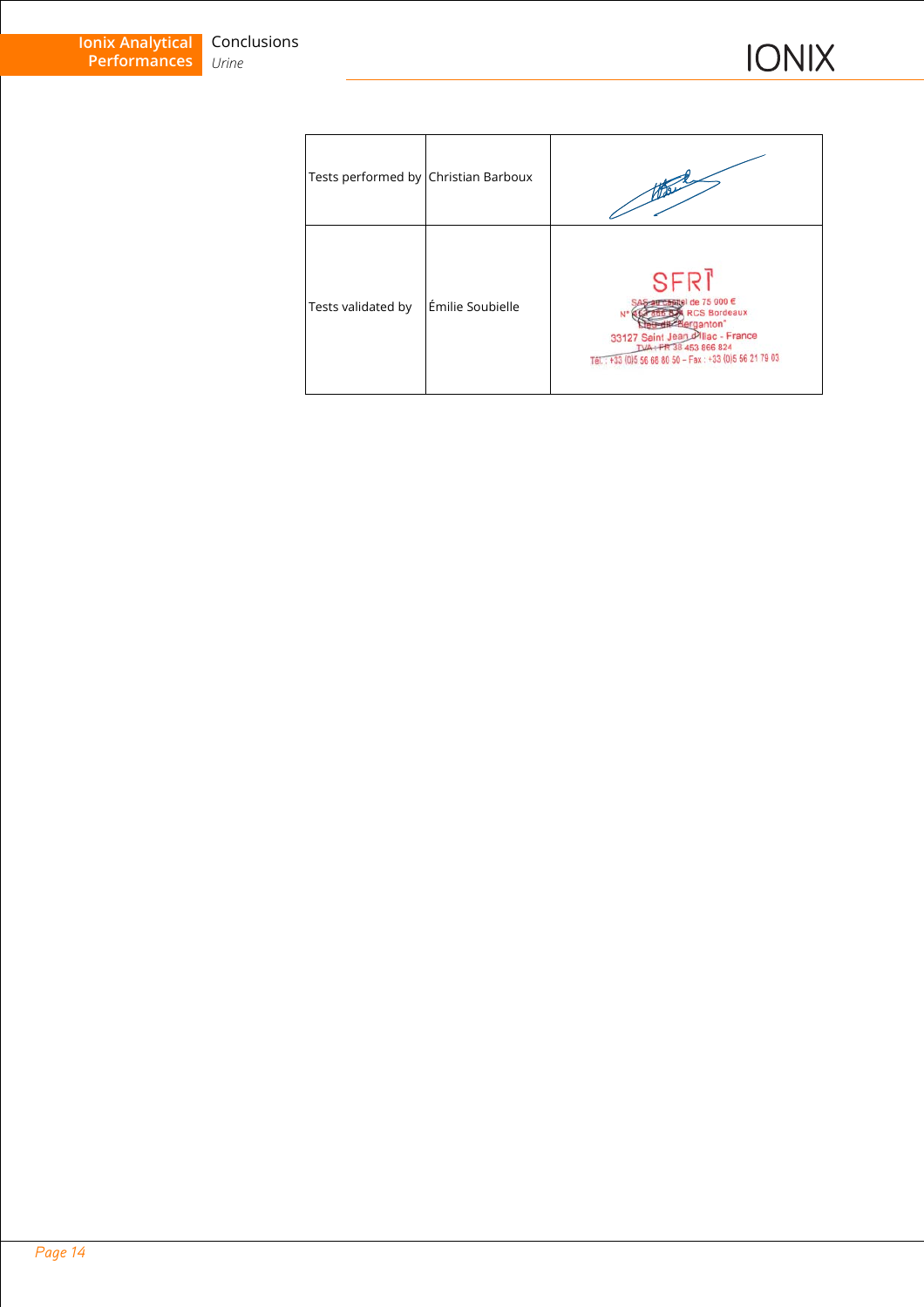| | | |
|---|---|---|
| Tests performed by | Christian Barboux | |
| Tests validated by | Émilie Soubielle | SFRI SAS au capital de 75 000 € RCS Bordeaux "Berganton" 33127 Saint Jean d'Illac - France TVA : FR 38 453 866 824 Tél. : +33 (0)5 56 68 80 50 – Fax : +33 (0)5 56 21 79 03 |